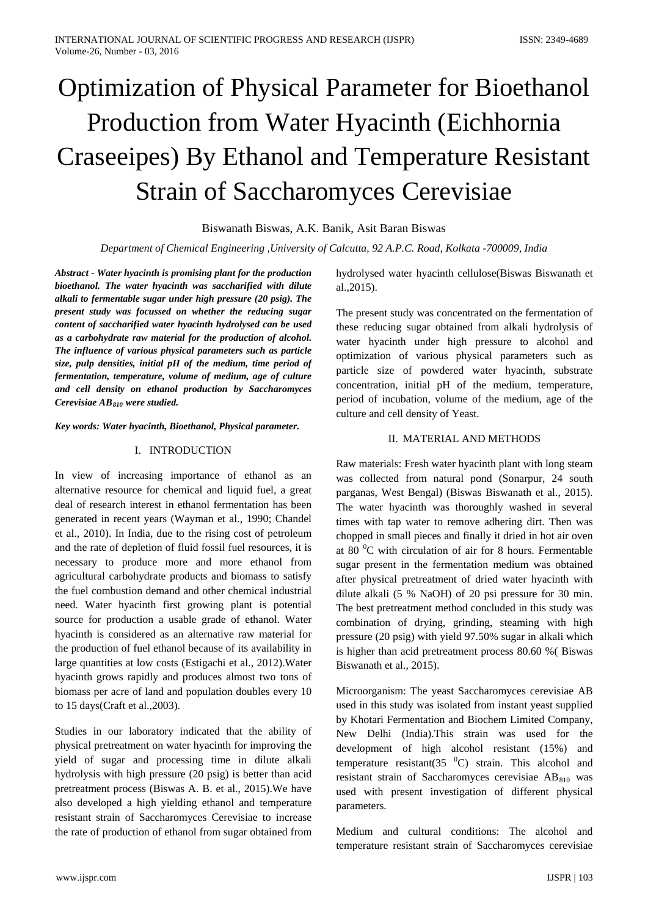# Optimization of Physical Parameter for Bioethanol Production from Water Hyacinth (Eichhornia Craseeipes) By Ethanol and Temperature Resistant Strain of Saccharomyces Cerevisiae

Biswanath Biswas, A.K. Banik, Asit Baran Biswas

*Department of Chemical Engineering ,University of Calcutta, 92 A.P.C. Road, Kolkata -700009, India*

***Abstract - Water hyacinth is promising plant for the production bioethanol. The water hyacinth was saccharified with dilute alkali to fermentable sugar under high pressure (20 psig). The present study was focussed on whether the reducing sugar content of saccharified water hyacinth hydrolysed can be used as a carbohydrate raw material for the production of alcohol. The influence of various physical parameters such as particle size, pulp densities, initial pH of the medium, time period of fermentation, temperature, volume of medium, age of culture and cell density on ethanol production by Saccharomyces Cerevisiae $AB_{810}$ were studied.***

***Key words: Water hyacinth, Bioethanol, Physical parameter.***

## I. INTRODUCTION

In view of increasing importance of ethanol as an alternative resource for chemical and liquid fuel, a great deal of research interest in ethanol fermentation has been generated in recent years (Wayman et al., 1990; Chandel et al., 2010). In India, due to the rising cost of petroleum and the rate of depletion of fluid fossil fuel resources, it is necessary to produce more and more ethanol from agricultural carbohydrate products and biomass to satisfy the fuel combustion demand and other chemical industrial need. Water hyacinth first growing plant is potential source for production a usable grade of ethanol. Water hyacinth is considered as an alternative raw material for the production of fuel ethanol because of its availability in large quantities at low costs (Estigachi et al., 2012).Water hyacinth grows rapidly and produces almost two tons of biomass per acre of land and population doubles every 10 to 15 days(Craft et al.,2003).

Studies in our laboratory indicated that the ability of physical pretreatment on water hyacinth for improving the yield of sugar and processing time in dilute alkali hydrolysis with high pressure (20 psig) is better than acid pretreatment process (Biswas A. B. et al., 2015).We have also developed a high yielding ethanol and temperature resistant strain of Saccharomyces Cerevisiae to increase the rate of production of ethanol from sugar obtained from hydrolysed water hyacinth cellulose(Biswas Biswanath et al.,2015).

The present study was concentrated on the fermentation of these reducing sugar obtained from alkali hydrolysis of water hyacinth under high pressure to alcohol and optimization of various physical parameters such as particle size of powdered water hyacinth, substrate concentration, initial pH of the medium, temperature, period of incubation, volume of the medium, age of the culture and cell density of Yeast.

## II. MATERIAL AND METHODS

Raw materials: Fresh water hyacinth plant with long steam was collected from natural pond (Sonarpur, 24 south parganas, West Bengal) (Biswas Biswanath et al., 2015). The water hyacinth was thoroughly washed in several times with tap water to remove adhering dirt. Then was chopped in small pieces and finally it dried in hot air oven at 80 $^{0}$C with circulation of air for 8 hours. Fermentable sugar present in the fermentation medium was obtained after physical pretreatment of dried water hyacinth with dilute alkali (5 % NaOH) of 20 psi pressure for 30 min. The best pretreatment method concluded in this study was combination of drying, grinding, steaming with high pressure (20 psig) with yield 97.50% sugar in alkali which is higher than acid pretreatment process 80.60 %( Biswas Biswanath et al., 2015).

Microorganism: The yeast Saccharomyces cerevisiae AB used in this study was isolated from instant yeast supplied by Khotari Fermentation and Biochem Limited Company, New Delhi (India).This strain was used for the development of high alcohol resistant (15%) and temperature resistant(35 $^{0}$C) strain. This alcohol and resistant strain of Saccharomyces cerevisiae $AB_{810}$ was used with present investigation of different physical parameters.

Medium and cultural conditions: The alcohol and temperature resistant strain of Saccharomyces cerevisiae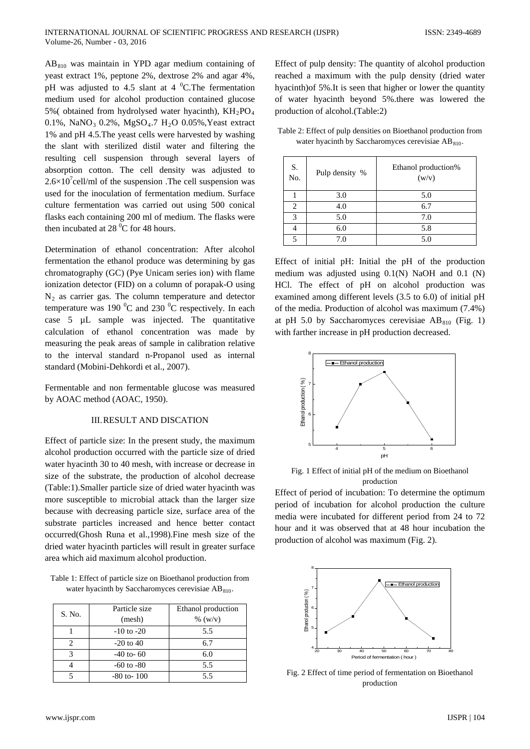$AB_{810}$ was maintain in YPD agar medium containing of yeast extract 1%, peptone 2%, dextrose 2% and agar 4%, pH was adjusted to 4.5 slant at 4 $^0$C.The fermentation medium used for alcohol production contained glucose 5%( obtained from hydrolysed water hyacinth), $KH_2PO_4$ 0.1%, $NaNO_3$ 0.2%, $MgSO_4.7\ H_2O$ 0.05%,Yeast extract 1% and pH 4.5.The yeast cells were harvested by washing the slant with sterilized distil water and filtering the resulting cell suspension through several layers of absorption cotton. The cell density was adjusted to $2.6\times10^7$cell/ml of the suspension .The cell suspension was used for the inoculation of fermentation medium. Surface culture fermentation was carried out using 500 conical flasks each containing 200 ml of medium. The flasks were then incubated at 28 $^0$C for 48 hours.

Determination of ethanol concentration: After alcohol fermentation the ethanol produce was determining by gas chromatography (GC) (Pye Unicam series ion) with flame ionization detector (FID) on a column of porapak-O using $N_2$ as carrier gas. The column temperature and detector temperature was 190 $^0$C and 230 $^0$C respectively. In each case 5 µL sample was injected. The quantitative calculation of ethanol concentration was made by measuring the peak areas of sample in calibration relative to the interval standard n-Propanol used as internal standard (Mobini-Dehkordi et al., 2007).

Fermentable and non fermentable glucose was measured by AOAC method (AOAC, 1950).

## III. RESULT AND DISCATION

Effect of particle size: In the present study, the maximum alcohol production occurred with the particle size of dried water hyacinth 30 to 40 mesh, with increase or decrease in size of the substrate, the production of alcohol decrease (Table:1).Smaller particle size of dried water hyacinth was more susceptible to microbial attack than the larger size because with decreasing particle size, surface area of the substrate particles increased and hence better contact occurred(Ghosh Runa et al.,1998).Fine mesh size of the dried water hyacinth particles will result in greater surface area which aid maximum alcohol production.

Table 1: Effect of particle size on Bioethanol production from water hyacinth by Saccharomyces cerevisiae $AB_{810}$.

| S. No. | Particle size (mesh) | Ethanol production % (w/v) |
|---|---|---|
| 1 | -10 to -20 | 5.5 |
| 2 | -20 to 40 | 6.7 |
| 3 | -40 to- 60 | 6.0 |
| 4 | -60 to -80 | 5.5 |
| 5 | -80 to- 100 | 5.5 |

Effect of pulp density: The quantity of alcohol production reached a maximum with the pulp density (dried water hyacinth)of 5%.It is seen that higher or lower the quantity of water hyacinth beyond 5%.there was lowered the production of alcohol.(Table:2)

Table 2: Effect of pulp densities on Bioethanol production from water hyacinth by Saccharomyces cerevisiae $AB_{810}$.

| S. No. | Pulp density % | Ethanol production% (w/v) |
|---|---|---|
| 1 | 3.0 | 5.0 |
| 2 | 4.0 | 6.7 |
| 3 | 5.0 | 7.0 |
| 4 | 6.0 | 5.8 |
| 5 | 7.0 | 5.0 |

Effect of initial pH: Initial the pH of the production medium was adjusted using 0.1(N) NaOH and 0.1 (N) HCl. The effect of pH on alcohol production was examined among different levels (3.5 to 6.0) of initial pH of the media. Production of alcohol was maximum (7.4%) at pH 5.0 by Saccharomyces cerevisiae $AB_{810}$ (Fig. 1) with farther increase in pH production decreased.

Fig. 1 Effect of initial pH of the medium on Bioethanol production

Effect of period of incubation: To determine the optimum period of incubation for alcohol production the culture media were incubated for different period from 24 to 72 hour and it was observed that at 48 hour incubation the production of alcohol was maximum (Fig. 2).

Fig. 2 Effect of time period of fermentation on Bioethanol production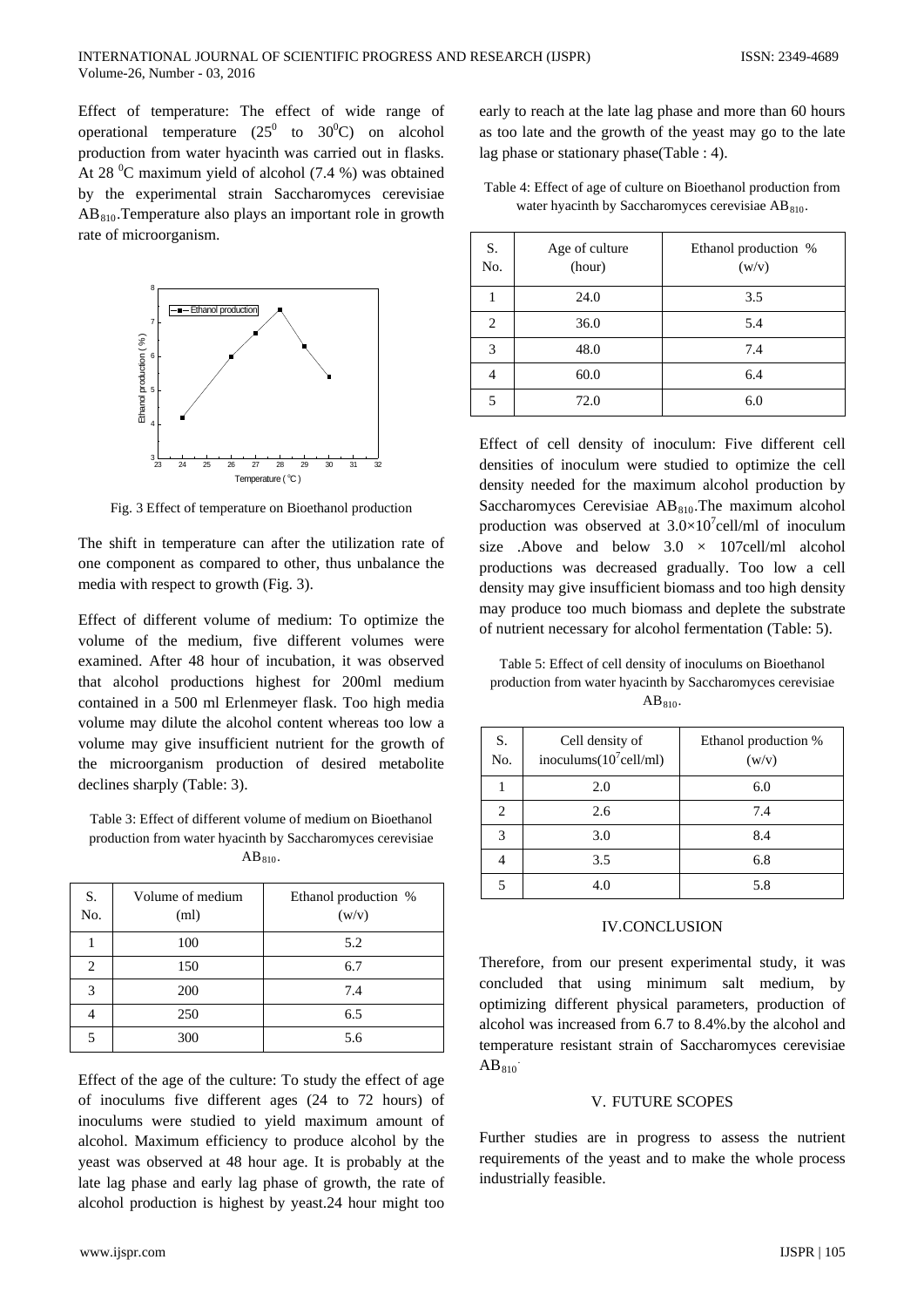Effect of temperature: The effect of wide range of operational temperature ($25^0$ to $30^0$C) on alcohol production from water hyacinth was carried out in flasks. At 28 $^0$C maximum yield of alcohol (7.4 %) was obtained by the experimental strain Saccharomyces cerevisiae $AB_{810}$.Temperature also plays an important role in growth rate of microorganism.

Fig. 3 Effect of temperature on Bioethanol production

The shift in temperature can after the utilization rate of one component as compared to other, thus unbalance the media with respect to growth (Fig. 3).

Effect of different volume of medium: To optimize the volume of the medium, five different volumes were examined. After 48 hour of incubation, it was observed that alcohol productions highest for 200ml medium contained in a 500 ml Erlenmeyer flask. Too high media volume may dilute the alcohol content whereas too low a volume may give insufficient nutrient for the growth of the microorganism production of desired metabolite declines sharply (Table: 3).

Table 3: Effect of different volume of medium on Bioethanol production from water hyacinth by Saccharomyces cerevisiae $AB_{810}$.

| S. No. | Volume of medium (ml) | Ethanol production % (w/v) |
|---|---|---|
| 1 | 100 | 5.2 |
| 2 | 150 | 6.7 |
| 3 | 200 | 7.4 |
| 4 | 250 | 6.5 |
| 5 | 300 | 5.6 |

Effect of the age of the culture: To study the effect of age of inoculums five different ages (24 to 72 hours) of inoculums were studied to yield maximum amount of alcohol. Maximum efficiency to produce alcohol by the yeast was observed at 48 hour age. It is probably at the late lag phase and early lag phase of growth, the rate of alcohol production is highest by yeast.24 hour might too early to reach at the late lag phase and more than 60 hours as too late and the growth of the yeast may go to the late lag phase or stationary phase(Table : 4).

Table 4: Effect of age of culture on Bioethanol production from water hyacinth by Saccharomyces cerevisiae $AB_{810}$.

| S. No. | Age of culture (hour) | Ethanol production % (w/v) |
|---|---|---|
| 1 | 24.0 | 3.5 |
| 2 | 36.0 | 5.4 |
| 3 | 48.0 | 7.4 |
| 4 | 60.0 | 6.4 |
| 5 | 72.0 | 6.0 |

Effect of cell density of inoculum: Five different cell densities of inoculum were studied to optimize the cell density needed for the maximum alcohol production by Saccharomyces Cerevisiae $AB_{810}$.The maximum alcohol production was observed at $3.0{\times}10^7$cell/ml of inoculum size .Above and below 3.0 × 107cell/ml alcohol productions was decreased gradually. Too low a cell density may give insufficient biomass and too high density may produce too much biomass and deplete the substrate of nutrient necessary for alcohol fermentation (Table: 5).

Table 5: Effect of cell density of inoculums on Bioethanol production from water hyacinth by Saccharomyces cerevisiae $AB_{810}$.

| S. No. | Cell density of inoculums($10^7$cell/ml) | Ethanol production % (w/v) |
|---|---|---|
| 1 | 2.0 | 6.0 |
| 2 | 2.6 | 7.4 |
| 3 | 3.0 | 8.4 |
| 4 | 3.5 | 6.8 |
| 5 | 4.0 | 5.8 |

## IV.CONCLUSION

Therefore, from our present experimental study, it was concluded that using minimum salt medium, by optimizing different physical parameters, production of alcohol was increased from 6.7 to 8.4%.by the alcohol and temperature resistant strain of Saccharomyces cerevisiae $AB_{810}$.

## V. FUTURE SCOPES

Further studies are in progress to assess the nutrient requirements of the yeast and to make the whole process industrially feasible.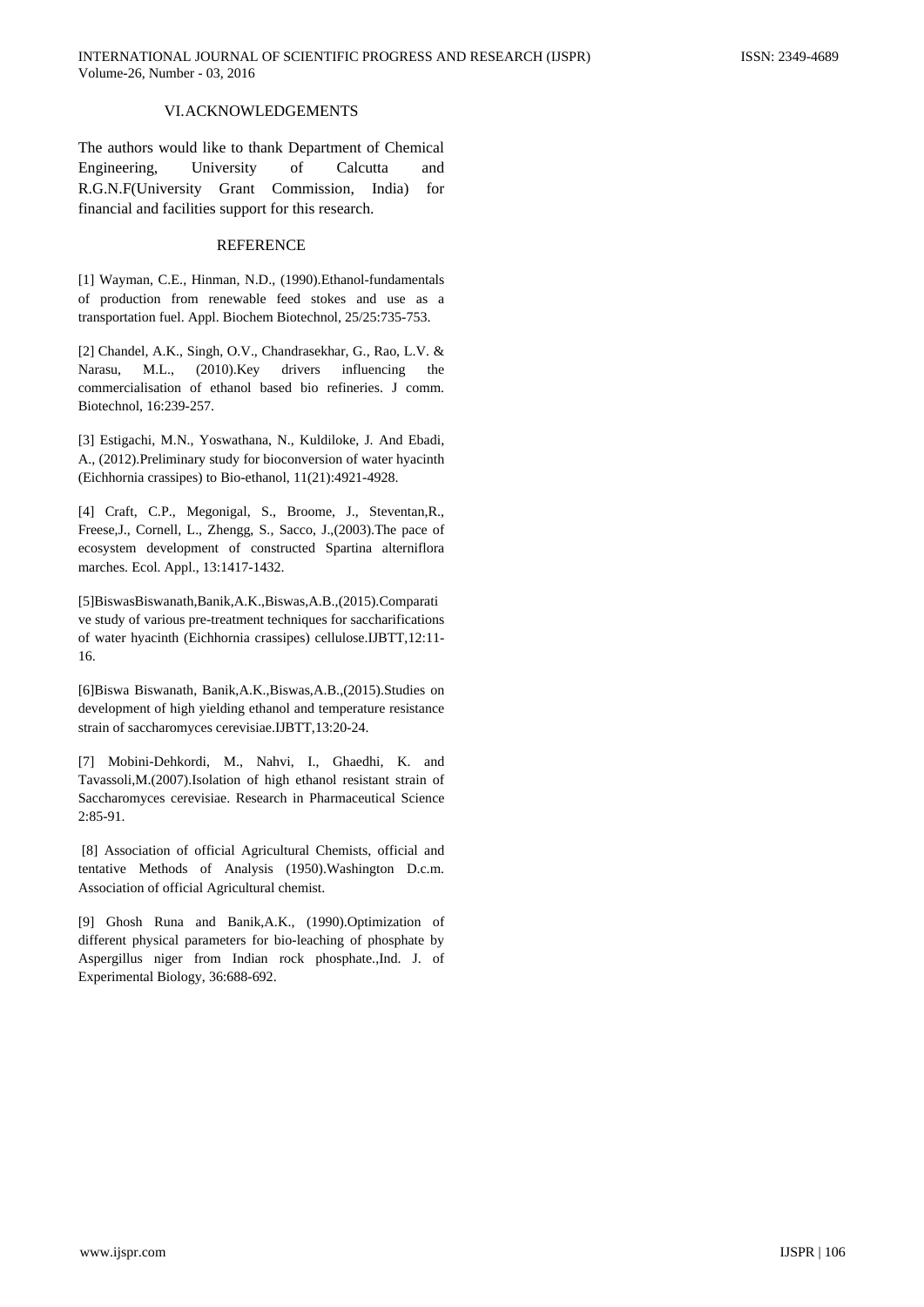## VI. ACKNOWLEDGEMENTS

The authors would like to thank Department of Chemical Engineering, University of Calcutta and R.G.N.F(University Grant Commission, India) for financial and facilities support for this research.

## REFERENCE

[1] Wayman, C.E., Hinman, N.D., (1990).Ethanol-fundamentals of production from renewable feed stokes and use as a transportation fuel. Appl. Biochem Biotechnol, 25/25:735-753.

[2] Chandel, A.K., Singh, O.V., Chandrasekhar, G., Rao, L.V. & Narasu, M.L., (2010).Key drivers influencing the commercialisation of ethanol based bio refineries. J comm. Biotechnol, 16:239-257.

[3] Estigachi, M.N., Yoswathana, N., Kuldiloke, J. And Ebadi, A., (2012).Preliminary study for bioconversion of water hyacinth (Eichhornia crassipes) to Bio-ethanol, 11(21):4921-4928.

[4] Craft, C.P., Megonigal, S., Broome, J., Steventan,R., Freese,J., Cornell, L., Zhengg, S., Sacco, J.,(2003).The pace of ecosystem development of constructed Spartina alterniflora marches. Ecol. Appl., 13:1417-1432.

[5]BiswasBiswanath,Banik,A.K.,Biswas,A.B.,(2015).Comparative study of various pre-treatment techniques for saccharifications of water hyacinth (Eichhornia crassipes) cellulose.IJBTT,12:11-16.

[6]Biswa Biswanath, Banik,A.K.,Biswas,A.B.,(2015).Studies on development of high yielding ethanol and temperature resistance strain of saccharomyces cerevisiae.IJBTT,13:20-24.

[7] Mobini-Dehkordi, M., Nahvi, I., Ghaedhi, K. and Tavassoli,M.(2007).Isolation of high ethanol resistant strain of Saccharomyces cerevisiae. Research in Pharmaceutical Science 2:85-91.

[8] Association of official Agricultural Chemists, official and tentative Methods of Analysis (1950).Washington D.c.m. Association of official Agricultural chemist.

[9] Ghosh Runa and Banik,A.K., (1990).Optimization of different physical parameters for bio-leaching of phosphate by Aspergillus niger from Indian rock phosphate.,Ind. J. of Experimental Biology, 36:688-692.